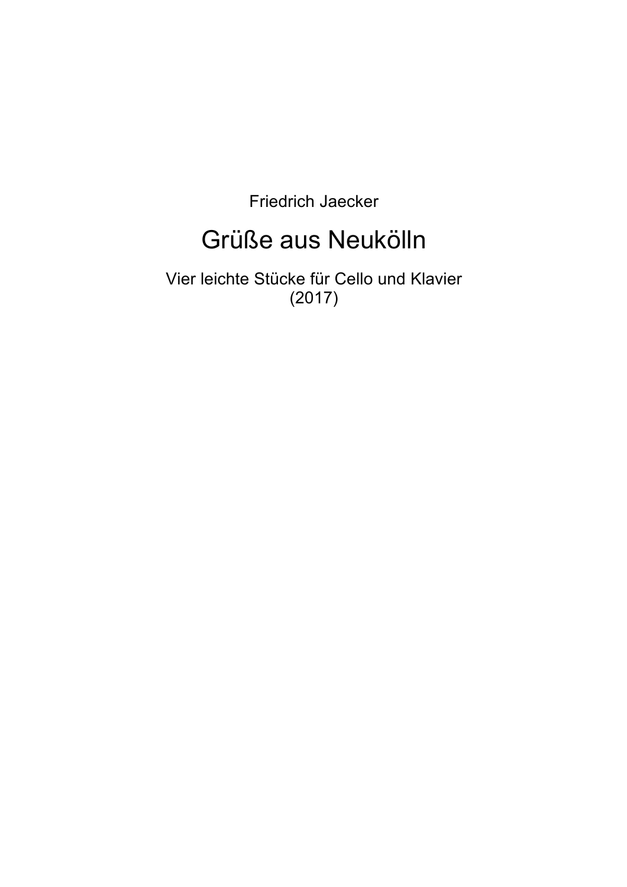Friedrich Jaecker

# Grüße aus Neukölln

Vier leichte Stücke für Cello und Klavier
(2017)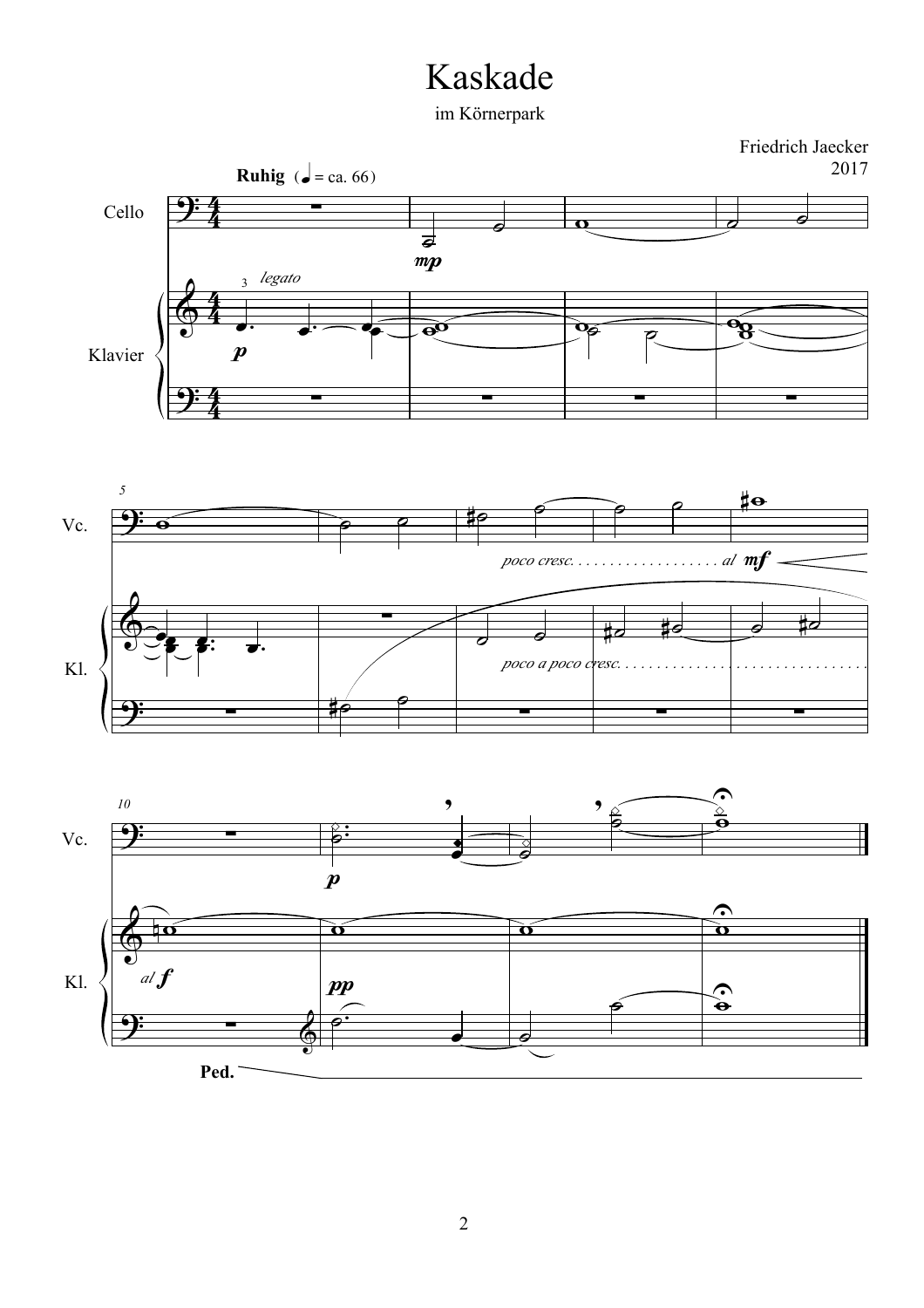# Kaskade

im Körnerpark

Friedrich Jaecker
2017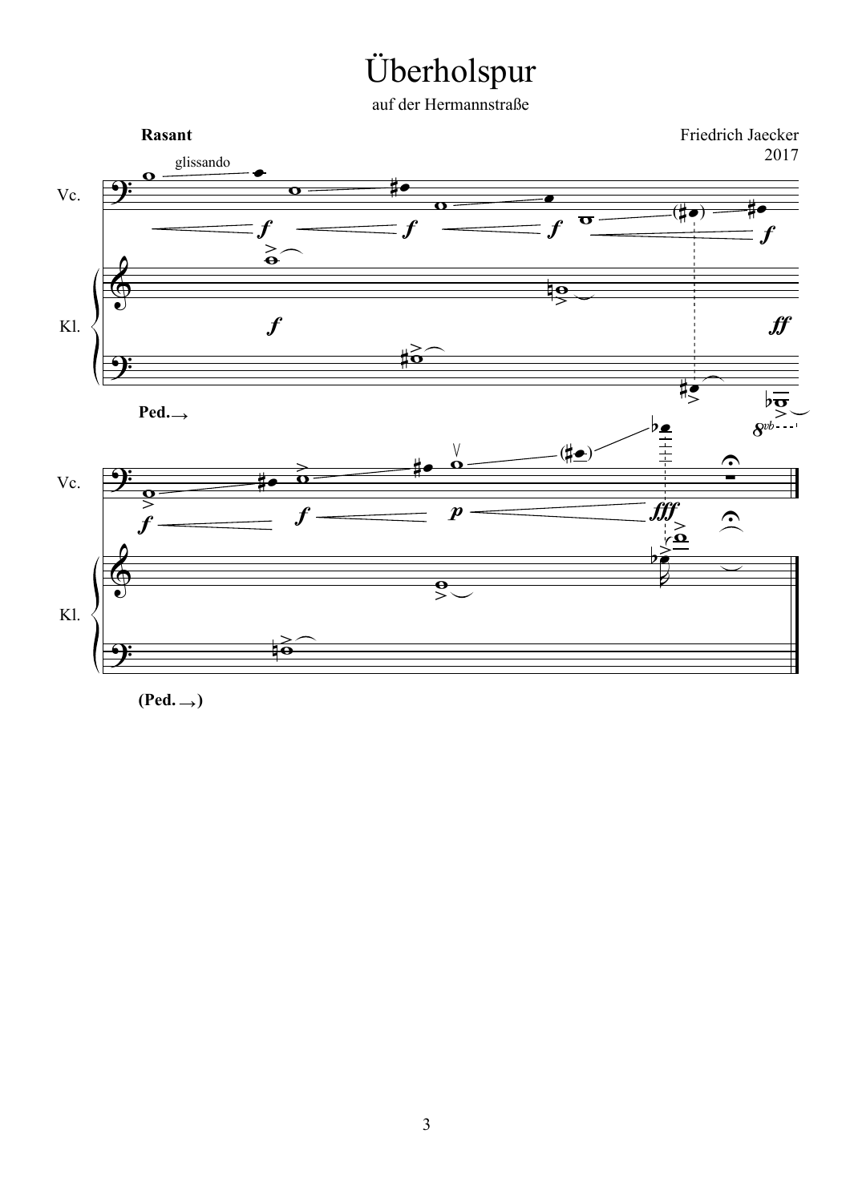# Überholspur

auf der Hermannstraße

**Rasant**

Friedrich Jaecker
2017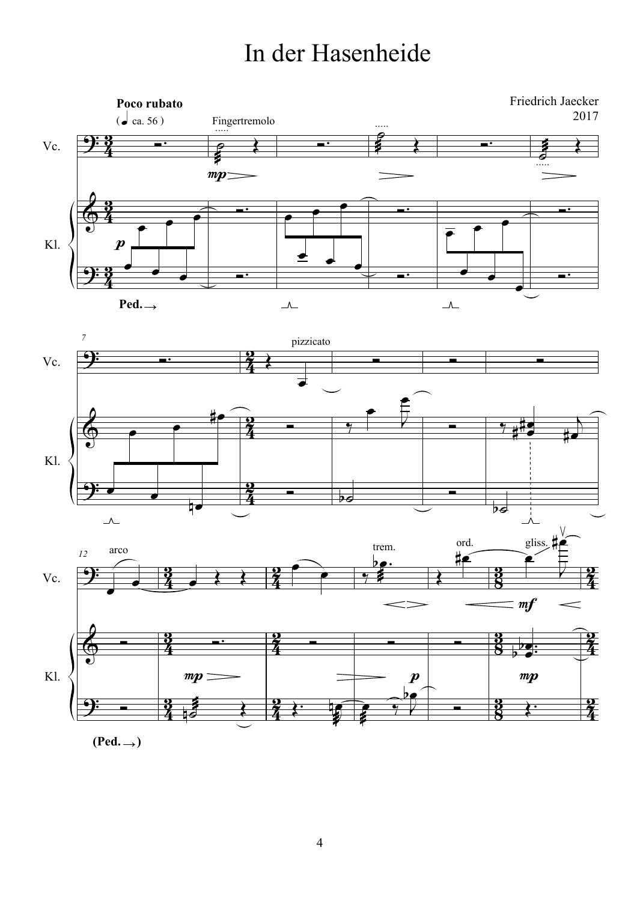# In der Hasenheide

Friedrich Jaecker
2017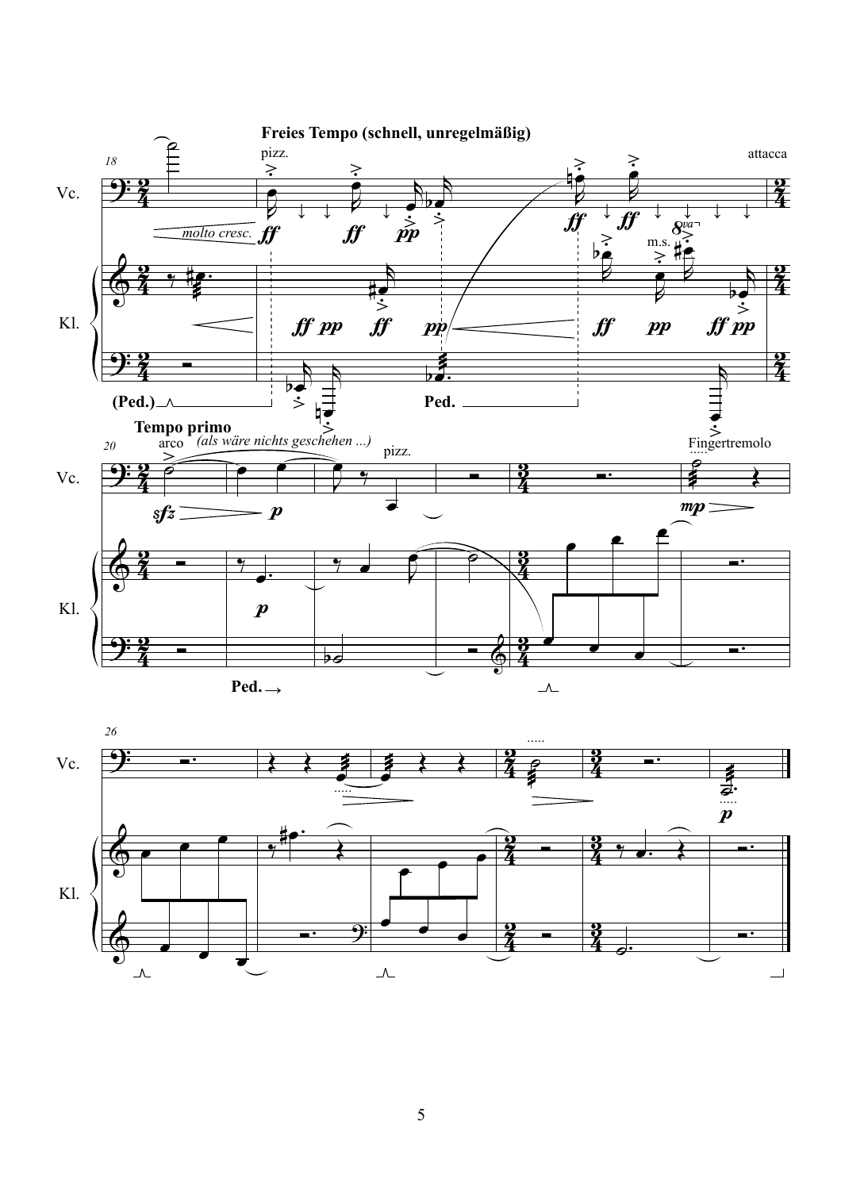Freies Tempo (schnell, unregelmäßig)

Tempo primo

*(als wäre nichts geschehen ...)*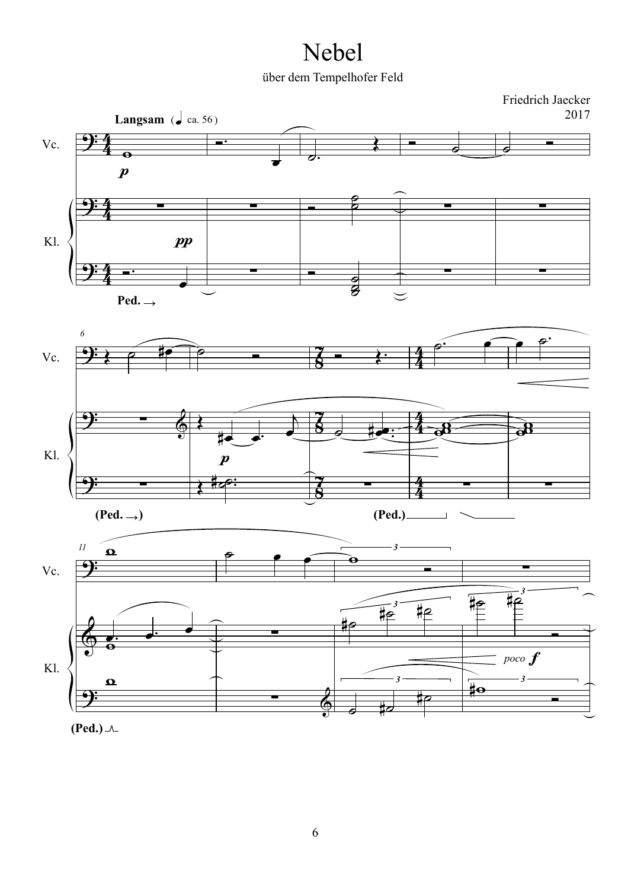# Nebel

über dem Tempelhofer Feld

Friedrich Jaecker
2017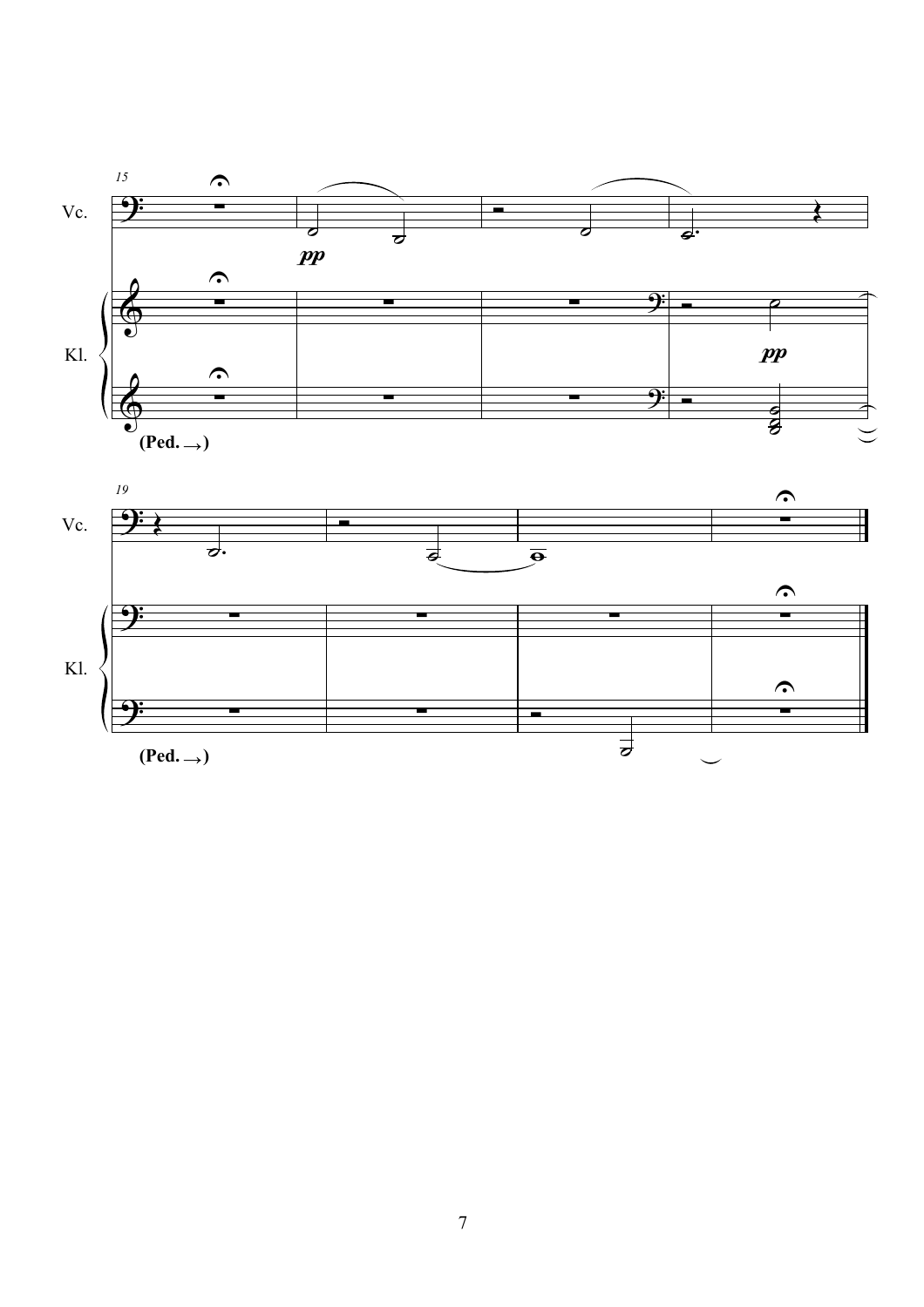15

Vc.

*pp*

Kl.

*pp*

(Ped. →)

19

Vc.

Kl.

(Ped. →)